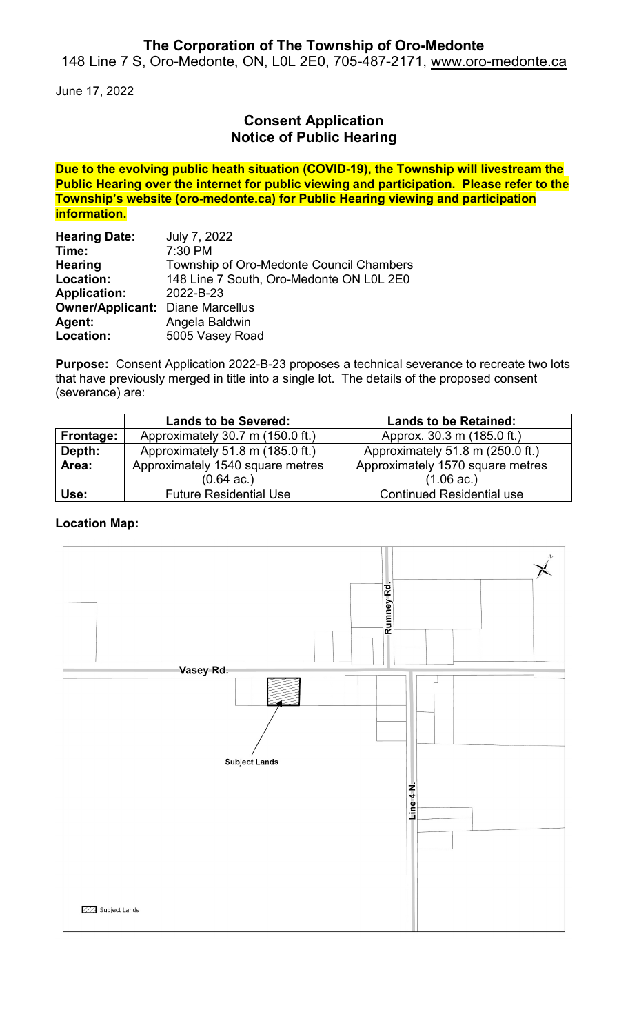# The Corporation of The Township of Oro-Medonte

148 Line 7 S, Oro-Medonte, ON, L0L 2E0, 705-487-2171, www.oro-medonte.ca

June 17, 2022

## Consent Application
## Notice of Public Hearing

**Due to the evolving public heath situation (COVID-19), the Township will livestream the Public Hearing over the internet for public viewing and participation. Please refer to the Township's website (oro-medonte.ca) for Public Hearing viewing and participation information.**

**Hearing Date:** July 7, 2022
**Time:** 7:30 PM
**Hearing Location:** Township of Oro-Medonte Council Chambers
148 Line 7 South, Oro-Medonte ON L0L 2E0
**Application:** 2022-B-23
**Owner/Applicant:** Diane Marcellus
**Agent:** Angela Baldwin
**Location:** 5005 Vasey Road

**Purpose:** Consent Application 2022-B-23 proposes a technical severance to recreate two lots that have previously merged in title into a single lot. The details of the proposed consent (severance) are:

| | Lands to be Severed: | Lands to be Retained: |
|---|---|---|
| **Frontage:** | Approximately 30.7 m (150.0 ft.) | Approx. 30.3 m (185.0 ft.) |
| **Depth:** | Approximately 51.8 m (185.0 ft.) | Approximately 51.8 m (250.0 ft.) |
| **Area:** | Approximately 1540 square metres (0.64 ac.) | Approximately 1570 square metres (1.06 ac.) |
| **Use:** | Future Residential Use | Continued Residential use |

**Location Map:**

Rumney Rd.

Vasey Rd.

Subject Lands

Line 4 N.

Subject Lands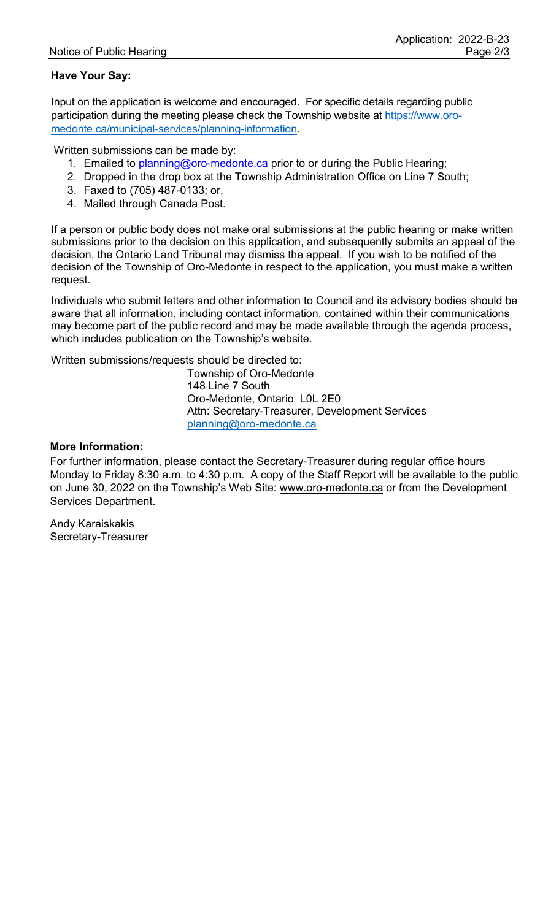**Have Your Say:**

Input on the application is welcome and encouraged. For specific details regarding public participation during the meeting please check the Township website at https://www.oro-medonte.ca/municipal-services/planning-information.

Written submissions can be made by:

1. Emailed to planning@oro-medonte.ca prior to or during the Public Hearing;
2. Dropped in the drop box at the Township Administration Office on Line 7 South;
3. Faxed to (705) 487-0133; or,
4. Mailed through Canada Post.

If a person or public body does not make oral submissions at the public hearing or make written submissions prior to the decision on this application, and subsequently submits an appeal of the decision, the Ontario Land Tribunal may dismiss the appeal. If you wish to be notified of the decision of the Township of Oro-Medonte in respect to the application, you must make a written request.

Individuals who submit letters and other information to Council and its advisory bodies should be aware that all information, including contact information, contained within their communications may become part of the public record and may be made available through the agenda process, which includes publication on the Township's website.

Written submissions/requests should be directed to:

Township of Oro-Medonte
148 Line 7 South
Oro-Medonte, Ontario L0L 2E0
Attn: Secretary-Treasurer, Development Services
planning@oro-medonte.ca

**More Information:**

For further information, please contact the Secretary-Treasurer during regular office hours Monday to Friday 8:30 a.m. to 4:30 p.m. A copy of the Staff Report will be available to the public on June 30, 2022 on the Township's Web Site: www.oro-medonte.ca or from the Development Services Department.

Andy Karaiskakis
Secretary-Treasurer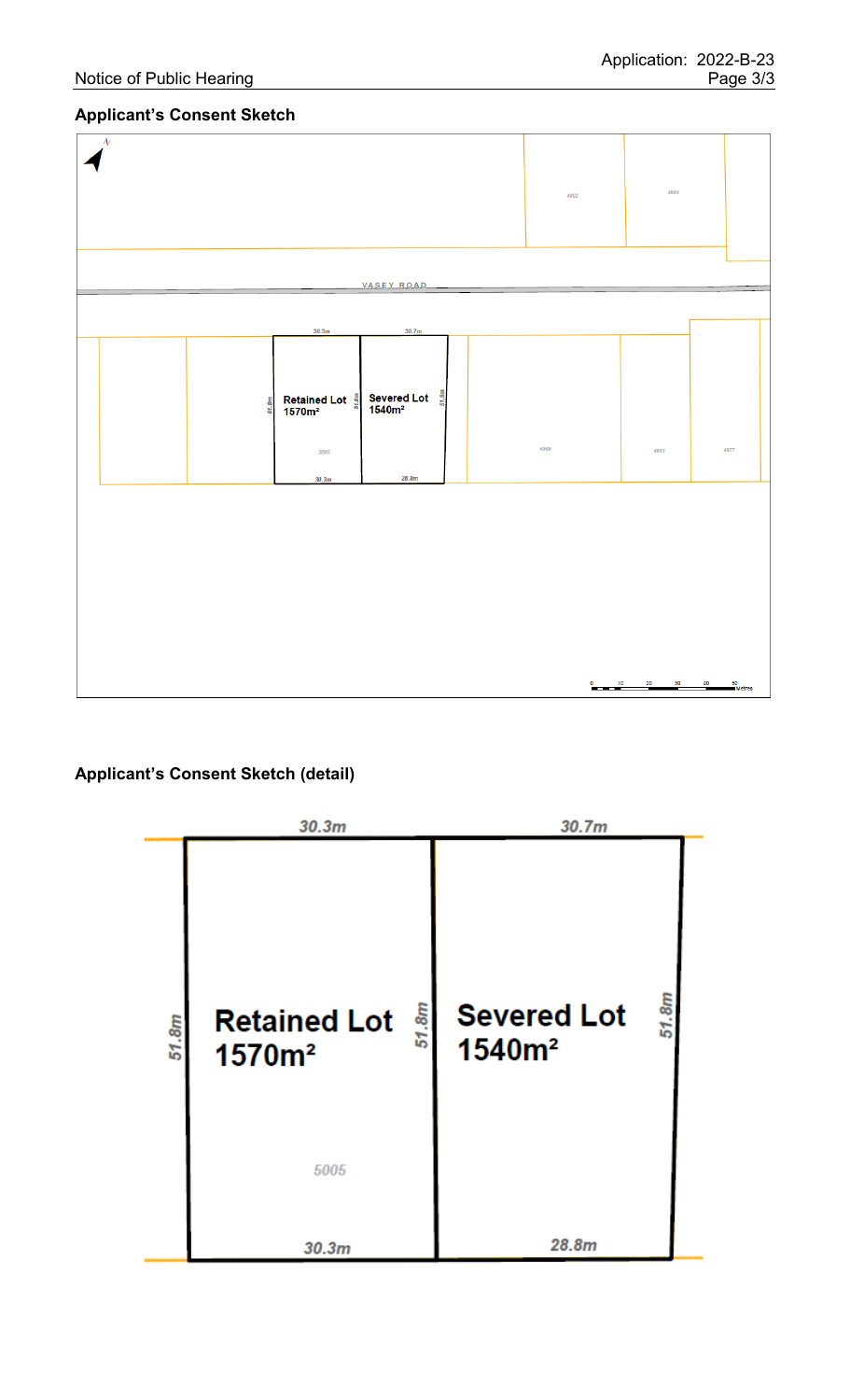## Applicant's Consent Sketch

N

4902

4904

VASEY ROAD

30.3m

30.7m

51.8m

Retained Lot
1570m²

51.8m

Severed Lot
1540m²

51.8m

5005

4989

4951

4977

30.3m

28.8m

0 10 20 30 40 50 Metres

## Applicant's Consent Sketch (detail)

30.3m

30.7m

51.8m

Retained Lot
1570m²

51.8m

Severed Lot
1540m²

51.8m

5005

30.3m

28.8m